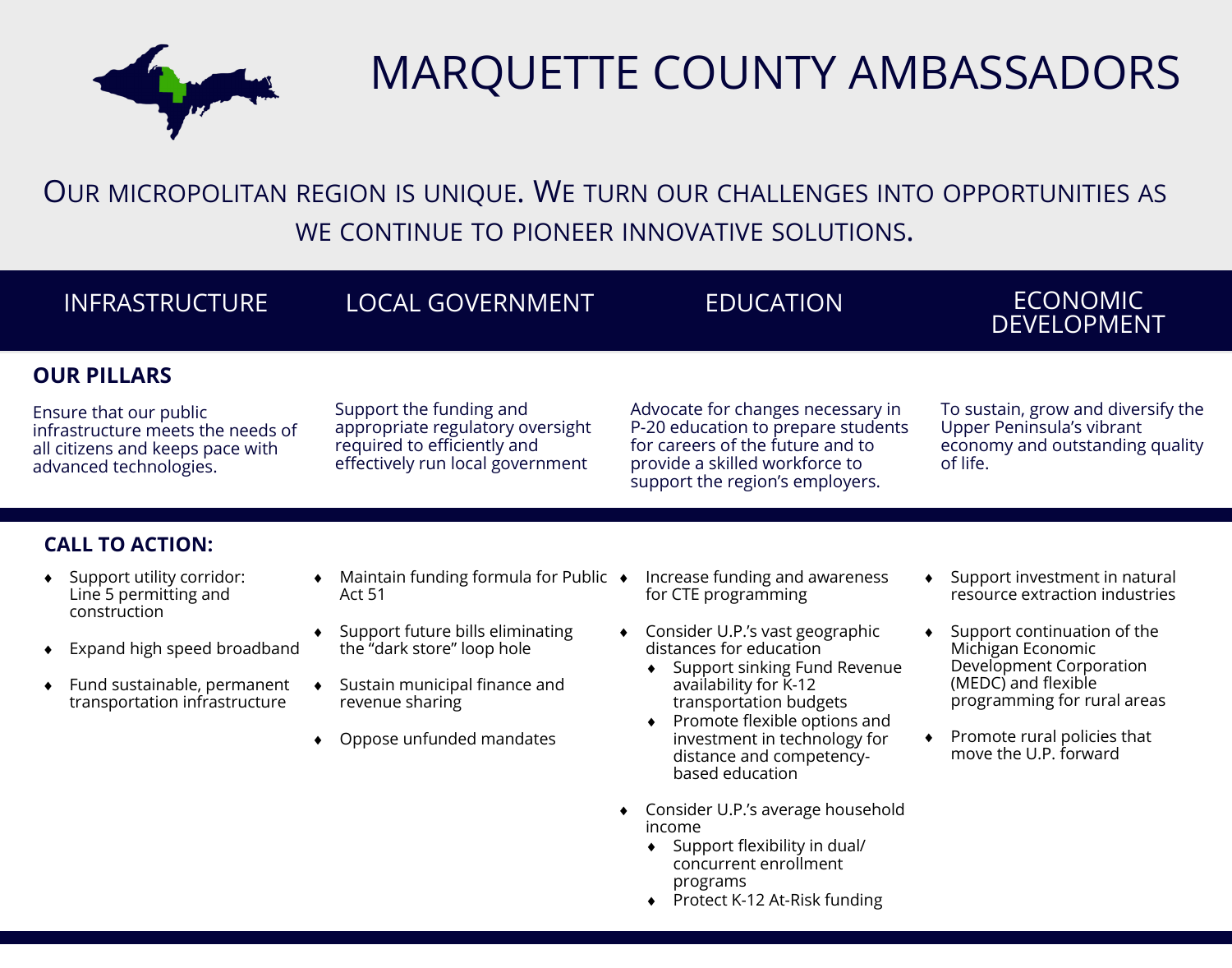# MARQUETTE COUNTY AMBASSADORS

OUR MICROPOLITAN REGION IS UNIQUE. WE TURN OUR CHALLENGES INTO OPPORTUNITIES AS WE CONTINUE TO PIONEER INNOVATIVE SOLUTIONS.

## OUR PILLARS

### INFRASTRUCTURE

Ensure that our public infrastructure meets the needs of all citizens and keeps pace with advanced technologies.

### LOCAL GOVERNMENT

Support the funding and appropriate regulatory oversight required to efficiently and effectively run local government

### EDUCATION

Advocate for changes necessary in P-20 education to prepare students for careers of the future and to provide a skilled workforce to support the region's employers.

### ECONOMIC DEVELOPMENT

To sustain, grow and diversify the Upper Peninsula's vibrant economy and outstanding quality of life.

## CALL TO ACTION:

### Infrastructure

- Support utility corridor: Line 5 permitting and construction
- Expand high speed broadband
- Fund sustainable, permanent transportation infrastructure

### Local Government

- Maintain funding formula for Public Act 51
- Support future bills eliminating the "dark store" loop hole
- Sustain municipal finance and revenue sharing
- Oppose unfunded mandates

### Education

- Increase funding and awareness for CTE programming
- Consider U.P.'s vast geographic distances for education
  - Support sinking Fund Revenue availability for K-12 transportation budgets
  - Promote flexible options and investment in technology for distance and competency-based education
- Consider U.P.'s average household income
  - Support flexibility in dual/ concurrent enrollment programs
  - Protect K-12 At-Risk funding

### Economic Development

- Support investment in natural resource extraction industries
- Support continuation of the Michigan Economic Development Corporation (MEDC) and flexible programming for rural areas
- Promote rural policies that move the U.P. forward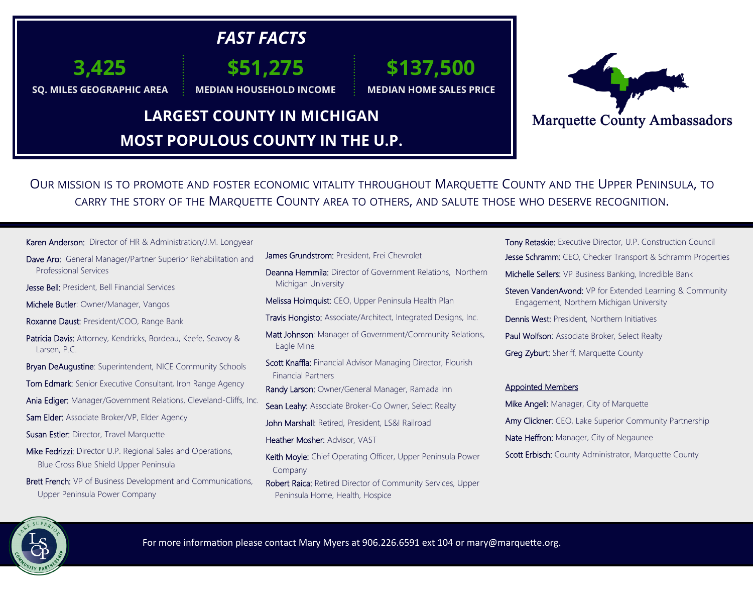## *FAST FACTS*

**3,425**
**SQ. MILES GEOGRAPHIC AREA**

**$51,275**
**MEDIAN HOUSEHOLD INCOME**

**$137,500**
**MEDIAN HOME SALES PRICE**

**LARGEST COUNTY IN MICHIGAN**
**MOST POPULOUS COUNTY IN THE U.P.**

Marquette County Ambassadors

OUR MISSION IS TO PROMOTE AND FOSTER ECONOMIC VITALITY THROUGHOUT MARQUETTE COUNTY AND THE UPPER PENINSULA, TO CARRY THE STORY OF THE MARQUETTE COUNTY AREA TO OTHERS, AND SALUTE THOSE WHO DESERVE RECOGNITION.

Karen Anderson: Director of HR & Administration/J.M. Longyear

Dave Aro: General Manager/Partner Superior Rehabilitation and Professional Services

Jesse Bell: President, Bell Financial Services

Michele Butler: Owner/Manager, Vangos

Roxanne Daust: President/COO, Range Bank

Patricia Davis: Attorney, Kendricks, Bordeau, Keefe, Seavoy & Larsen, P.C.

Bryan DeAugustine: Superintendent, NICE Community Schools

Tom Edmark: Senior Executive Consultant, Iron Range Agency

Ania Ediger: Manager/Government Relations, Cleveland-Cliffs, Inc.

Sam Elder: Associate Broker/VP, Elder Agency

Susan Estler: Director, Travel Marquette

Mike Fedrizzi: Director U.P. Regional Sales and Operations, Blue Cross Blue Shield Upper Peninsula

Brett French: VP of Business Development and Communications, Upper Peninsula Power Company

James Grundstrom: President, Frei Chevrolet

Deanna Hemmila: Director of Government Relations, Northern Michigan University

Melissa Holmquist: CEO, Upper Peninsula Health Plan

Travis Hongisto: Associate/Architect, Integrated Designs, Inc.

Matt Johnson: Manager of Government/Community Relations, Eagle Mine

Scott Knaffla: Financial Advisor Managing Director, Flourish Financial Partners

Randy Larson: Owner/General Manager, Ramada Inn

Sean Leahy: Associate Broker-Co Owner, Select Realty

John Marshall: Retired, President, LS&I Railroad

Heather Mosher: Advisor, VAST

Keith Moyle: Chief Operating Officer, Upper Peninsula Power Company

Robert Raica: Retired Director of Community Services, Upper Peninsula Home, Health, Hospice

Tony Retaskie: Executive Director, U.P. Construction Council

Jesse Schramm: CEO, Checker Transport & Schramm Properties

Michelle Sellers: VP Business Banking, Incredible Bank

Steven VandenAvond: VP for Extended Learning & Community Engagement, Northern Michigan University

Dennis West: President, Northern Initiatives

Paul Wolfson: Associate Broker, Select Realty

Greg Zyburt: Sheriff, Marquette County

<u>Appointed Members</u>

Mike Angeli: Manager, City of Marquette

Amy Clickner: CEO, Lake Superior Community Partnership

Nate Heffron: Manager, City of Negaunee

Scott Erbisch: County Administrator, Marquette County

For more information please contact Mary Myers at 906.226.6591 ext 104 or mary@marquette.org.